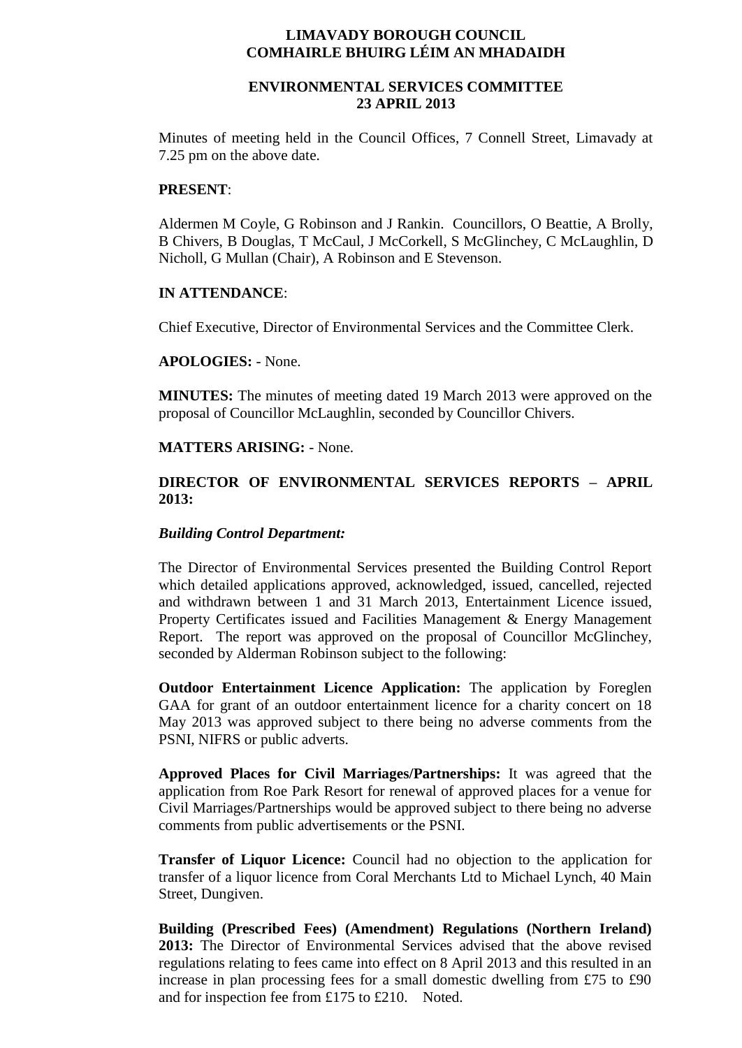# LIMAVADY BOROUGH COUNCIL
# COMHAIRLE BHUIRG LÉIM AN MHADAIDH

## ENVIRONMENTAL SERVICES COMMITTEE
## 23 APRIL 2013

Minutes of meeting held in the Council Offices, 7 Connell Street, Limavady at 7.25 pm on the above date.

**PRESENT**:

Aldermen M Coyle, G Robinson and J Rankin. Councillors, O Beattie, A Brolly, B Chivers, B Douglas, T McCaul, J McCorkell, S McGlinchey, C McLaughlin, D Nicholl, G Mullan (Chair), A Robinson and E Stevenson.

**IN ATTENDANCE**:

Chief Executive, Director of Environmental Services and the Committee Clerk.

**APOLOGIES:** - None.

**MINUTES:** The minutes of meeting dated 19 March 2013 were approved on the proposal of Councillor McLaughlin, seconded by Councillor Chivers.

**MATTERS ARISING:** - None.

**DIRECTOR OF ENVIRONMENTAL SERVICES REPORTS – APRIL 2013:**

***Building Control Department:***

The Director of Environmental Services presented the Building Control Report which detailed applications approved, acknowledged, issued, cancelled, rejected and withdrawn between 1 and 31 March 2013, Entertainment Licence issued, Property Certificates issued and Facilities Management & Energy Management Report. The report was approved on the proposal of Councillor McGlinchey, seconded by Alderman Robinson subject to the following:

**Outdoor Entertainment Licence Application:** The application by Foreglen GAA for grant of an outdoor entertainment licence for a charity concert on 18 May 2013 was approved subject to there being no adverse comments from the PSNI, NIFRS or public adverts.

**Approved Places for Civil Marriages/Partnerships:** It was agreed that the application from Roe Park Resort for renewal of approved places for a venue for Civil Marriages/Partnerships would be approved subject to there being no adverse comments from public advertisements or the PSNI.

**Transfer of Liquor Licence:** Council had no objection to the application for transfer of a liquor licence from Coral Merchants Ltd to Michael Lynch, 40 Main Street, Dungiven.

**Building (Prescribed Fees) (Amendment) Regulations (Northern Ireland) 2013:** The Director of Environmental Services advised that the above revised regulations relating to fees came into effect on 8 April 2013 and this resulted in an increase in plan processing fees for a small domestic dwelling from £75 to £90 and for inspection fee from £175 to £210. Noted.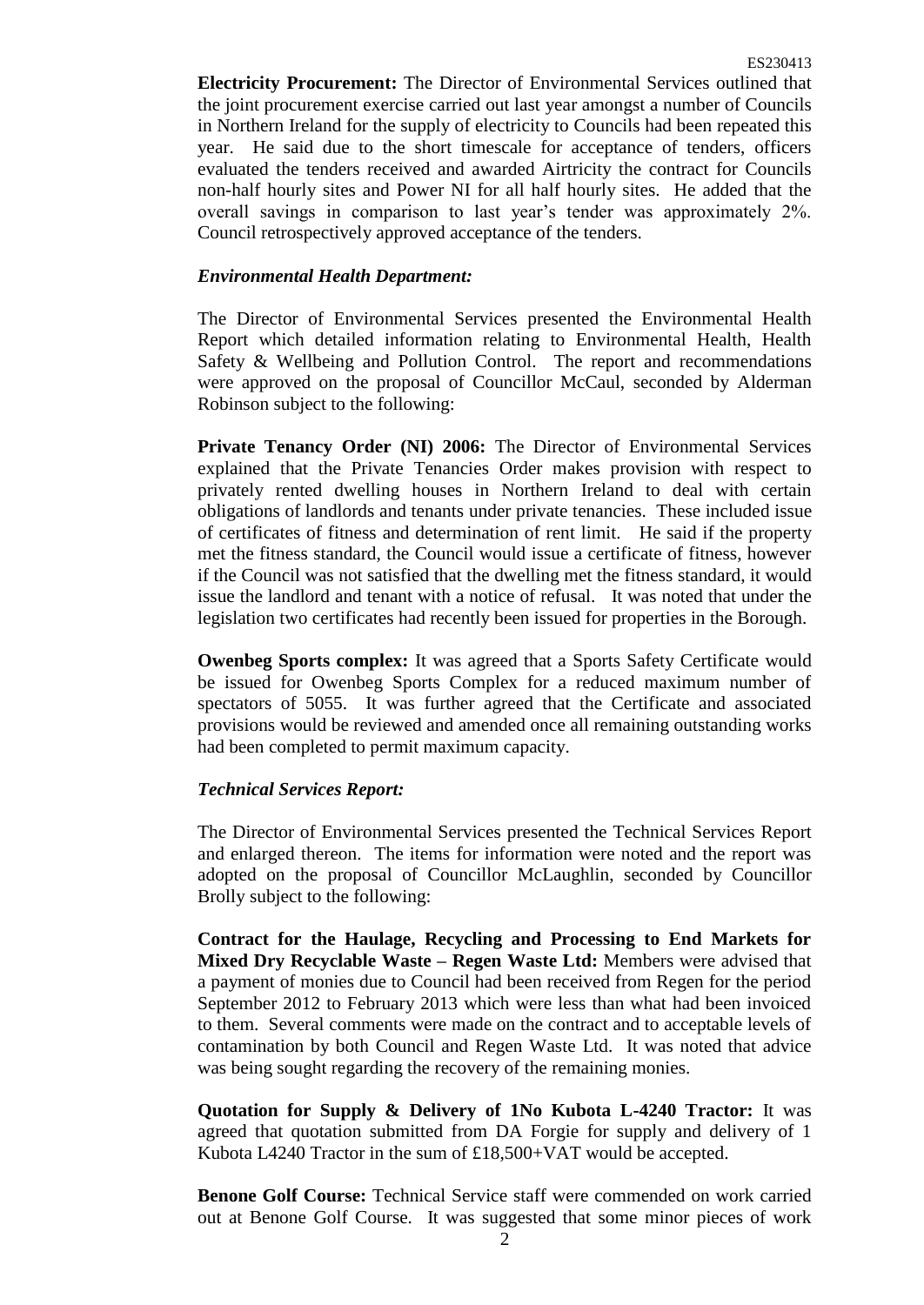**Electricity Procurement:** The Director of Environmental Services outlined that the joint procurement exercise carried out last year amongst a number of Councils in Northern Ireland for the supply of electricity to Councils had been repeated this year. He said due to the short timescale for acceptance of tenders, officers evaluated the tenders received and awarded Airtricity the contract for Councils non-half hourly sites and Power NI for all half hourly sites. He added that the overall savings in comparison to last year's tender was approximately 2%. Council retrospectively approved acceptance of the tenders.

***Environmental Health Department:***

The Director of Environmental Services presented the Environmental Health Report which detailed information relating to Environmental Health, Health Safety & Wellbeing and Pollution Control. The report and recommendations were approved on the proposal of Councillor McCaul, seconded by Alderman Robinson subject to the following:

**Private Tenancy Order (NI) 2006:** The Director of Environmental Services explained that the Private Tenancies Order makes provision with respect to privately rented dwelling houses in Northern Ireland to deal with certain obligations of landlords and tenants under private tenancies. These included issue of certificates of fitness and determination of rent limit. He said if the property met the fitness standard, the Council would issue a certificate of fitness, however if the Council was not satisfied that the dwelling met the fitness standard, it would issue the landlord and tenant with a notice of refusal. It was noted that under the legislation two certificates had recently been issued for properties in the Borough.

**Owenbeg Sports complex:** It was agreed that a Sports Safety Certificate would be issued for Owenbeg Sports Complex for a reduced maximum number of spectators of 5055. It was further agreed that the Certificate and associated provisions would be reviewed and amended once all remaining outstanding works had been completed to permit maximum capacity.

***Technical Services Report:***

The Director of Environmental Services presented the Technical Services Report and enlarged thereon. The items for information were noted and the report was adopted on the proposal of Councillor McLaughlin, seconded by Councillor Brolly subject to the following:

**Contract for the Haulage, Recycling and Processing to End Markets for Mixed Dry Recyclable Waste – Regen Waste Ltd:** Members were advised that a payment of monies due to Council had been received from Regen for the period September 2012 to February 2013 which were less than what had been invoiced to them. Several comments were made on the contract and to acceptable levels of contamination by both Council and Regen Waste Ltd. It was noted that advice was being sought regarding the recovery of the remaining monies.

**Quotation for Supply & Delivery of 1No Kubota L-4240 Tractor:** It was agreed that quotation submitted from DA Forgie for supply and delivery of 1 Kubota L4240 Tractor in the sum of £18,500+VAT would be accepted.

**Benone Golf Course:** Technical Service staff were commended on work carried out at Benone Golf Course. It was suggested that some minor pieces of work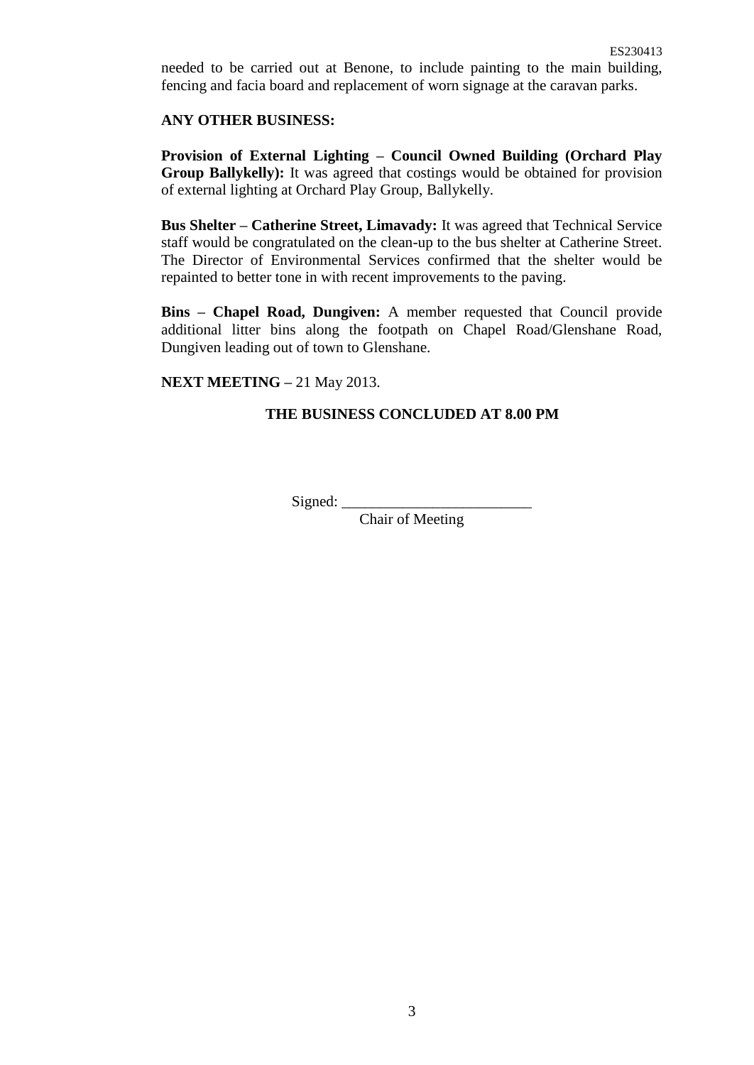needed to be carried out at Benone, to include painting to the main building, fencing and facia board and replacement of worn signage at the caravan parks.

**ANY OTHER BUSINESS:**

**Provision of External Lighting – Council Owned Building (Orchard Play Group Ballykelly):** It was agreed that costings would be obtained for provision of external lighting at Orchard Play Group, Ballykelly.

**Bus Shelter – Catherine Street, Limavady:** It was agreed that Technical Service staff would be congratulated on the clean-up to the bus shelter at Catherine Street. The Director of Environmental Services confirmed that the shelter would be repainted to better tone in with recent improvements to the paving.

**Bins – Chapel Road, Dungiven:** A member requested that Council provide additional litter bins along the footpath on Chapel Road/Glenshane Road, Dungiven leading out of town to Glenshane.

**NEXT MEETING –** 21 May 2013.

**THE BUSINESS CONCLUDED AT 8.00 PM**

Signed: _________________________

Chair of Meeting